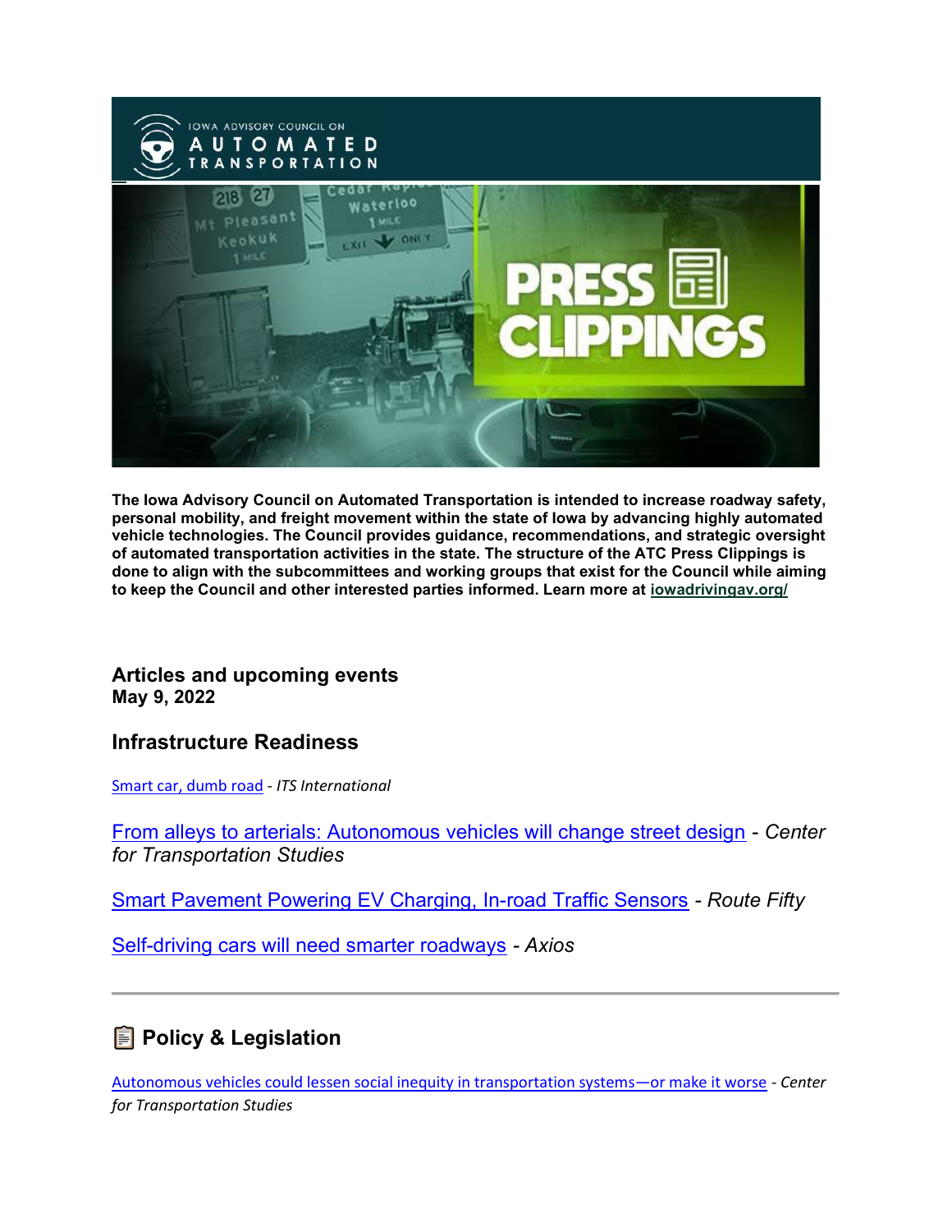**The Iowa Advisory Council on Automated Transportation is intended to increase roadway safety, personal mobility, and freight movement within the state of Iowa by advancing highly automated vehicle technologies. The Council provides guidance, recommendations, and strategic oversight of automated transportation activities in the state. The structure of the ATC Press Clippings is done to align with the subcommittees and working groups that exist for the Council while aiming to keep the Council and other interested parties informed. Learn more at [iowadrivingav.org/](iowadrivingav.org/)**

## Articles and upcoming events

**May 9, 2022**

## Infrastructure Readiness

Smart car, dumb road - *ITS International*

From alleys to arterials: Autonomous vehicles will change street design - *Center for Transportation Studies*

Smart Pavement Powering EV Charging, In-road Traffic Sensors - *Route Fifty*

Self-driving cars will need smarter roadways - *Axios*

---

## 📋 Policy & Legislation

Autonomous vehicles could lessen social inequity in transportation systems—or make it worse - *Center for Transportation Studies*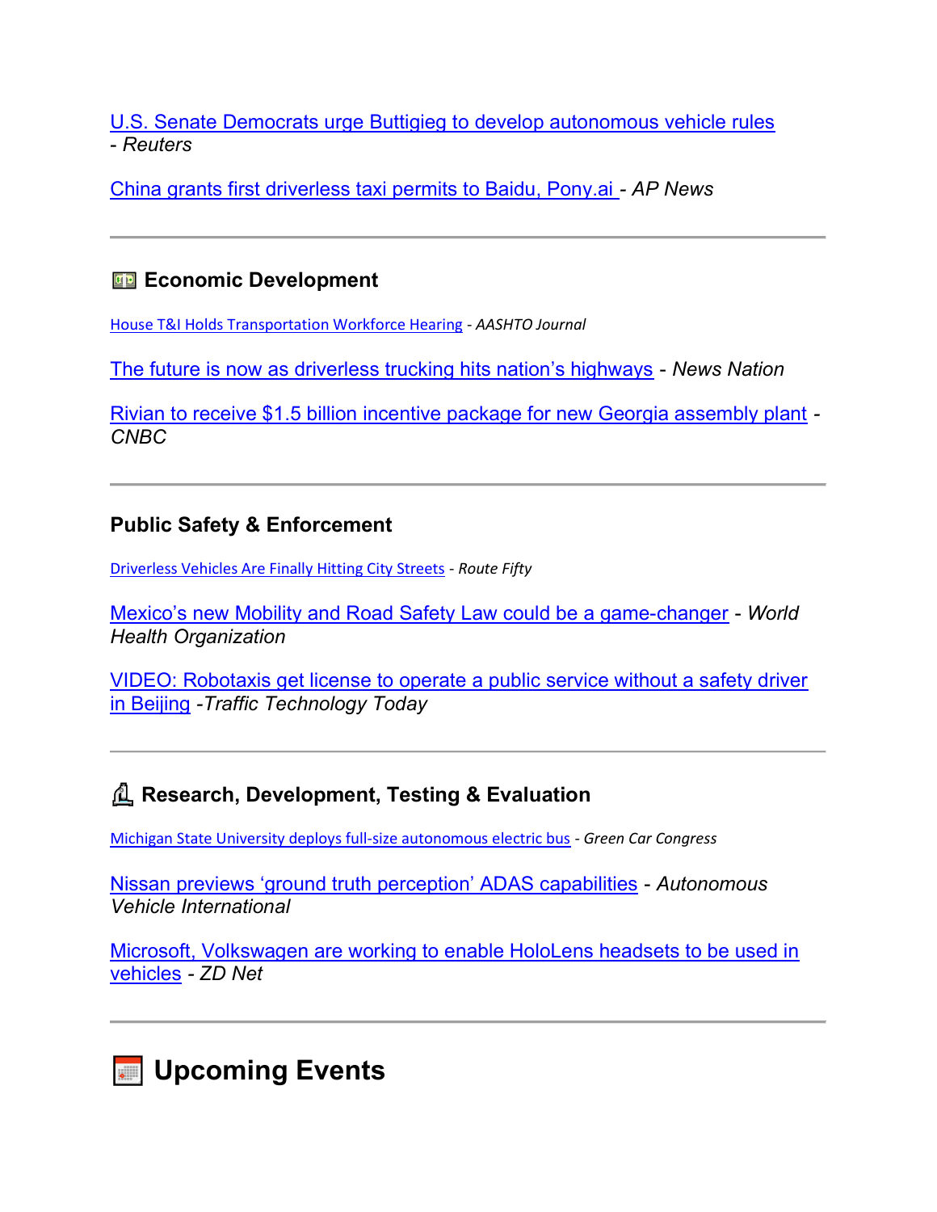U.S. Senate Democrats urge Buttigieg to develop autonomous vehicle rules - *Reuters*

China grants first driverless taxi permits to Baidu, Pony.ai - *AP News*

---

## Economic Development

House T&I Holds Transportation Workforce Hearing - *AASHTO Journal*

The future is now as driverless trucking hits nation's highways - *News Nation*

Rivian to receive $1.5 billion incentive package for new Georgia assembly plant - *CNBC*

---

## Public Safety & Enforcement

Driverless Vehicles Are Finally Hitting City Streets - *Route Fifty*

Mexico's new Mobility and Road Safety Law could be a game-changer - *World Health Organization*

VIDEO: Robotaxis get license to operate a public service without a safety driver in Beijing -*Traffic Technology Today*

---

## Research, Development, Testing & Evaluation

Michigan State University deploys full-size autonomous electric bus - *Green Car Congress*

Nissan previews 'ground truth perception' ADAS capabilities - *Autonomous Vehicle International*

Microsoft, Volkswagen are working to enable HoloLens headsets to be used in vehicles - *ZD Net*

---

# Upcoming Events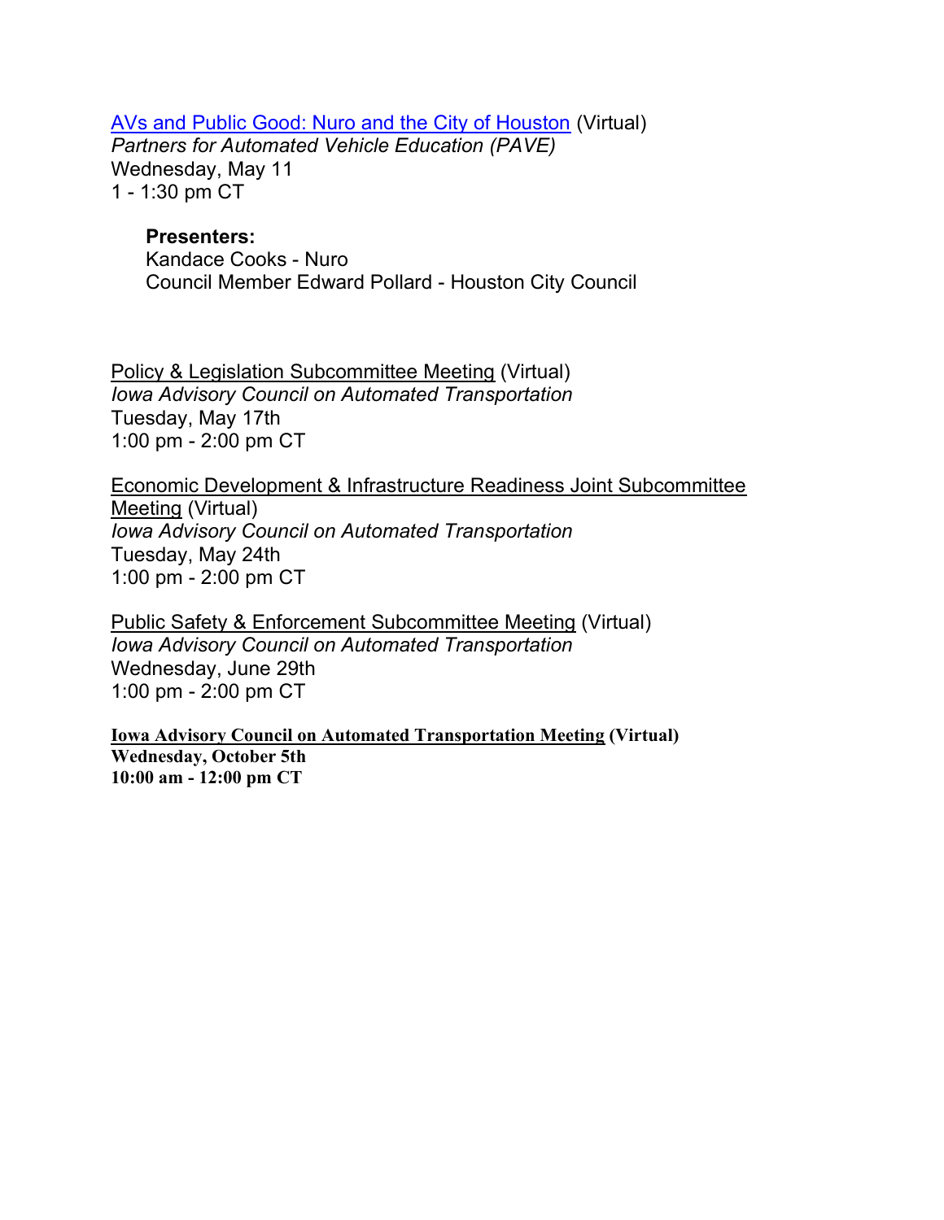AVs and Public Good: Nuro and the City of Houston (Virtual)
*Partners for Automated Vehicle Education (PAVE)*
Wednesday, May 11
1 - 1:30 pm CT

> **Presenters:**
> Kandace Cooks - Nuro
> Council Member Edward Pollard - Houston City Council

Policy & Legislation Subcommittee Meeting (Virtual)
*Iowa Advisory Council on Automated Transportation*
Tuesday, May 17th
1:00 pm - 2:00 pm CT

Economic Development & Infrastructure Readiness Joint Subcommittee Meeting (Virtual)
*Iowa Advisory Council on Automated Transportation*
Tuesday, May 24th
1:00 pm - 2:00 pm CT

Public Safety & Enforcement Subcommittee Meeting (Virtual)
*Iowa Advisory Council on Automated Transportation*
Wednesday, June 29th
1:00 pm - 2:00 pm CT

**Iowa Advisory Council on Automated Transportation Meeting (Virtual)**
**Wednesday, October 5th**
**10:00 am - 12:00 pm CT**